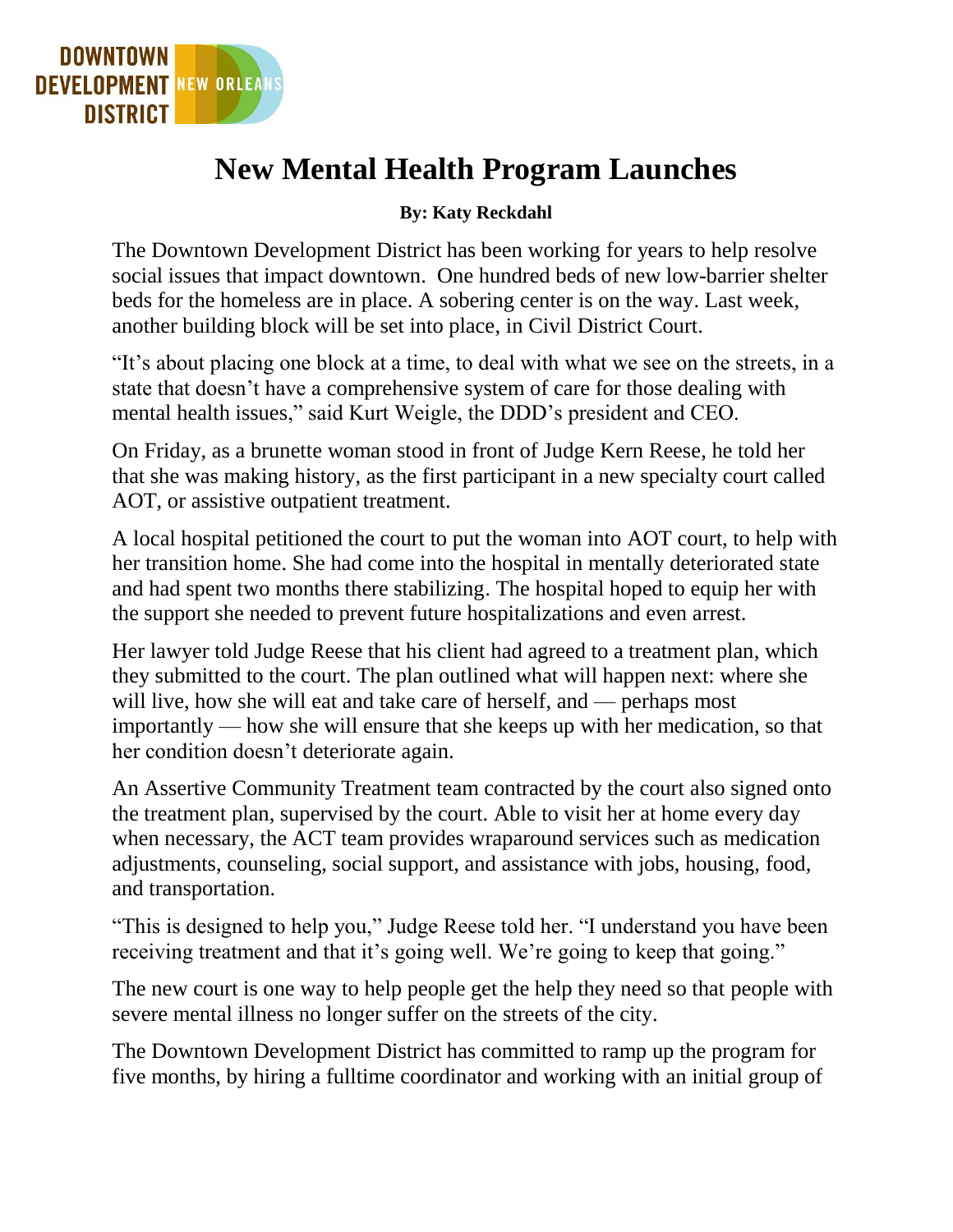DOWNTOWN DEVELOPMENT DISTRICT NEW ORLEANS

# New Mental Health Program Launches

**By: Katy Reckdahl**

The Downtown Development District has been working for years to help resolve social issues that impact downtown. One hundred beds of new low-barrier shelter beds for the homeless are in place. A sobering center is on the way. Last week, another building block will be set into place, in Civil District Court.

"It's about placing one block at a time, to deal with what we see on the streets, in a state that doesn't have a comprehensive system of care for those dealing with mental health issues," said Kurt Weigle, the DDD's president and CEO.

On Friday, as a brunette woman stood in front of Judge Kern Reese, he told her that she was making history, as the first participant in a new specialty court called AOT, or assistive outpatient treatment.

A local hospital petitioned the court to put the woman into AOT court, to help with her transition home. She had come into the hospital in mentally deteriorated state and had spent two months there stabilizing. The hospital hoped to equip her with the support she needed to prevent future hospitalizations and even arrest.

Her lawyer told Judge Reese that his client had agreed to a treatment plan, which they submitted to the court. The plan outlined what will happen next: where she will live, how she will eat and take care of herself, and — perhaps most importantly — how she will ensure that she keeps up with her medication, so that her condition doesn't deteriorate again.

An Assertive Community Treatment team contracted by the court also signed onto the treatment plan, supervised by the court. Able to visit her at home every day when necessary, the ACT team provides wraparound services such as medication adjustments, counseling, social support, and assistance with jobs, housing, food, and transportation.

"This is designed to help you," Judge Reese told her. "I understand you have been receiving treatment and that it's going well. We're going to keep that going."

The new court is one way to help people get the help they need so that people with severe mental illness no longer suffer on the streets of the city.

The Downtown Development District has committed to ramp up the program for five months, by hiring a fulltime coordinator and working with an initial group of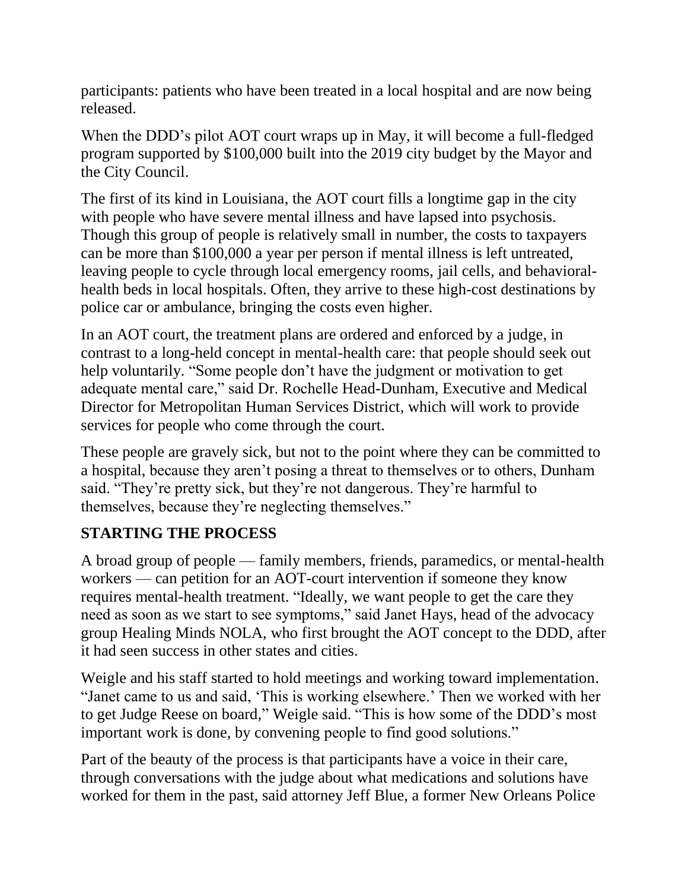participants: patients who have been treated in a local hospital and are now being released.

When the DDD's pilot AOT court wraps up in May, it will become a full-fledged program supported by $100,000 built into the 2019 city budget by the Mayor and the City Council.

The first of its kind in Louisiana, the AOT court fills a longtime gap in the city with people who have severe mental illness and have lapsed into psychosis. Though this group of people is relatively small in number, the costs to taxpayers can be more than $100,000 a year per person if mental illness is left untreated, leaving people to cycle through local emergency rooms, jail cells, and behavioral-health beds in local hospitals. Often, they arrive to these high-cost destinations by police car or ambulance, bringing the costs even higher.

In an AOT court, the treatment plans are ordered and enforced by a judge, in contrast to a long-held concept in mental-health care: that people should seek out help voluntarily. "Some people don't have the judgment or motivation to get adequate mental care," said Dr. Rochelle Head-Dunham, Executive and Medical Director for Metropolitan Human Services District, which will work to provide services for people who come through the court.

These people are gravely sick, but not to the point where they can be committed to a hospital, because they aren't posing a threat to themselves or to others, Dunham said. "They're pretty sick, but they're not dangerous. They're harmful to themselves, because they're neglecting themselves."

## STARTING THE PROCESS

A broad group of people — family members, friends, paramedics, or mental-health workers — can petition for an AOT-court intervention if someone they know requires mental-health treatment. "Ideally, we want people to get the care they need as soon as we start to see symptoms," said Janet Hays, head of the advocacy group Healing Minds NOLA, who first brought the AOT concept to the DDD, after it had seen success in other states and cities.

Weigle and his staff started to hold meetings and working toward implementation. "Janet came to us and said, 'This is working elsewhere.' Then we worked with her to get Judge Reese on board," Weigle said. "This is how some of the DDD's most important work is done, by convening people to find good solutions."

Part of the beauty of the process is that participants have a voice in their care, through conversations with the judge about what medications and solutions have worked for them in the past, said attorney Jeff Blue, a former New Orleans Police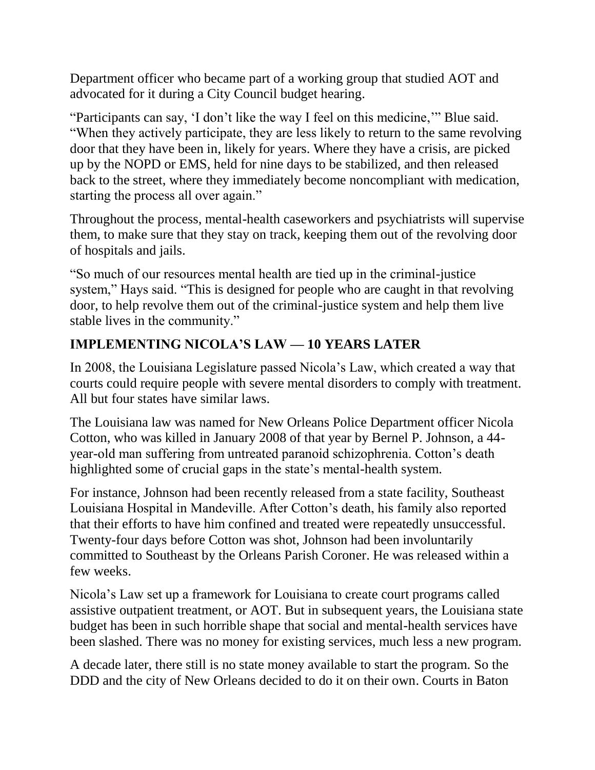Department officer who became part of a working group that studied AOT and advocated for it during a City Council budget hearing.

"Participants can say, 'I don't like the way I feel on this medicine,'" Blue said. "When they actively participate, they are less likely to return to the same revolving door that they have been in, likely for years. Where they have a crisis, are picked up by the NOPD or EMS, held for nine days to be stabilized, and then released back to the street, where they immediately become noncompliant with medication, starting the process all over again."

Throughout the process, mental-health caseworkers and psychiatrists will supervise them, to make sure that they stay on track, keeping them out of the revolving door of hospitals and jails.

"So much of our resources mental health are tied up in the criminal-justice system," Hays said. "This is designed for people who are caught in that revolving door, to help revolve them out of the criminal-justice system and help them live stable lives in the community."

## IMPLEMENTING NICOLA'S LAW — 10 YEARS LATER

In 2008, the Louisiana Legislature passed Nicola's Law, which created a way that courts could require people with severe mental disorders to comply with treatment. All but four states have similar laws.

The Louisiana law was named for New Orleans Police Department officer Nicola Cotton, who was killed in January 2008 of that year by Bernel P. Johnson, a 44-year-old man suffering from untreated paranoid schizophrenia. Cotton's death highlighted some of crucial gaps in the state's mental-health system.

For instance, Johnson had been recently released from a state facility, Southeast Louisiana Hospital in Mandeville. After Cotton's death, his family also reported that their efforts to have him confined and treated were repeatedly unsuccessful. Twenty-four days before Cotton was shot, Johnson had been involuntarily committed to Southeast by the Orleans Parish Coroner. He was released within a few weeks.

Nicola's Law set up a framework for Louisiana to create court programs called assistive outpatient treatment, or AOT. But in subsequent years, the Louisiana state budget has been in such horrible shape that social and mental-health services have been slashed. There was no money for existing services, much less a new program.

A decade later, there still is no state money available to start the program. So the DDD and the city of New Orleans decided to do it on their own. Courts in Baton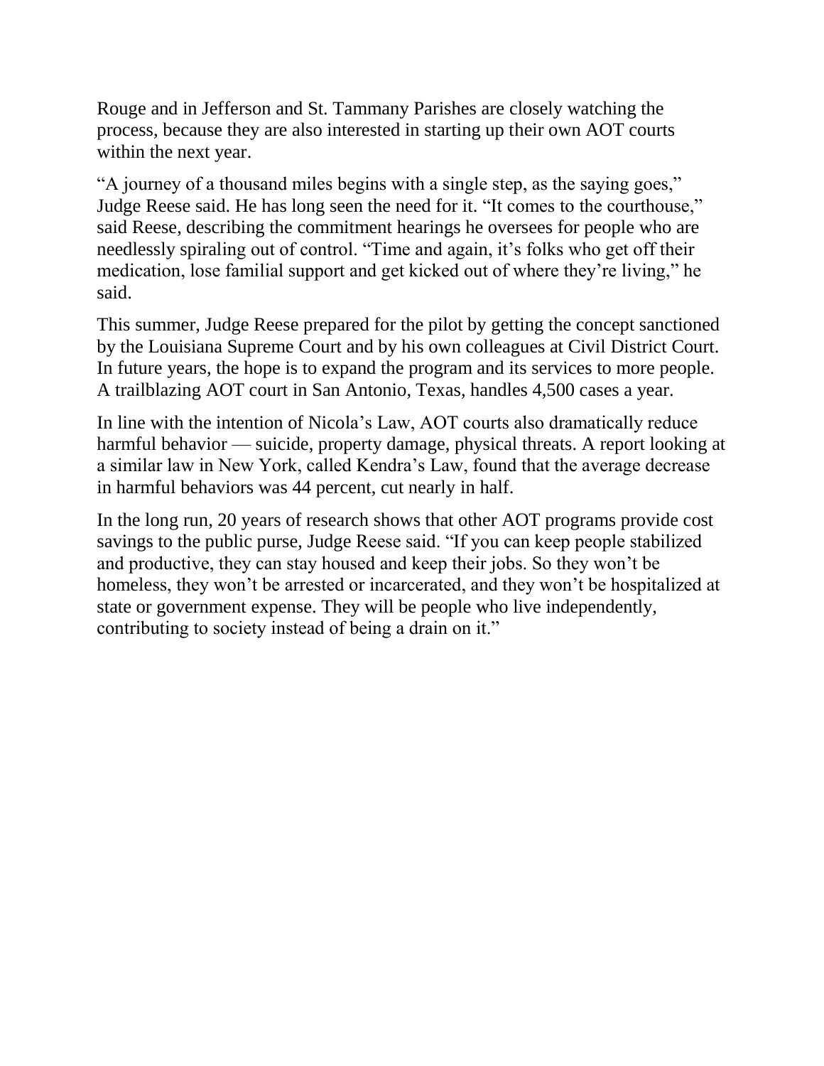Rouge and in Jefferson and St. Tammany Parishes are closely watching the process, because they are also interested in starting up their own AOT courts within the next year.

"A journey of a thousand miles begins with a single step, as the saying goes," Judge Reese said. He has long seen the need for it. "It comes to the courthouse," said Reese, describing the commitment hearings he oversees for people who are needlessly spiraling out of control. "Time and again, it's folks who get off their medication, lose familial support and get kicked out of where they're living," he said.

This summer, Judge Reese prepared for the pilot by getting the concept sanctioned by the Louisiana Supreme Court and by his own colleagues at Civil District Court. In future years, the hope is to expand the program and its services to more people. A trailblazing AOT court in San Antonio, Texas, handles 4,500 cases a year.

In line with the intention of Nicola's Law, AOT courts also dramatically reduce harmful behavior — suicide, property damage, physical threats. A report looking at a similar law in New York, called Kendra's Law, found that the average decrease in harmful behaviors was 44 percent, cut nearly in half.

In the long run, 20 years of research shows that other AOT programs provide cost savings to the public purse, Judge Reese said. "If you can keep people stabilized and productive, they can stay housed and keep their jobs. So they won't be homeless, they won't be arrested or incarcerated, and they won't be hospitalized at state or government expense. They will be people who live independently, contributing to society instead of being a drain on it."